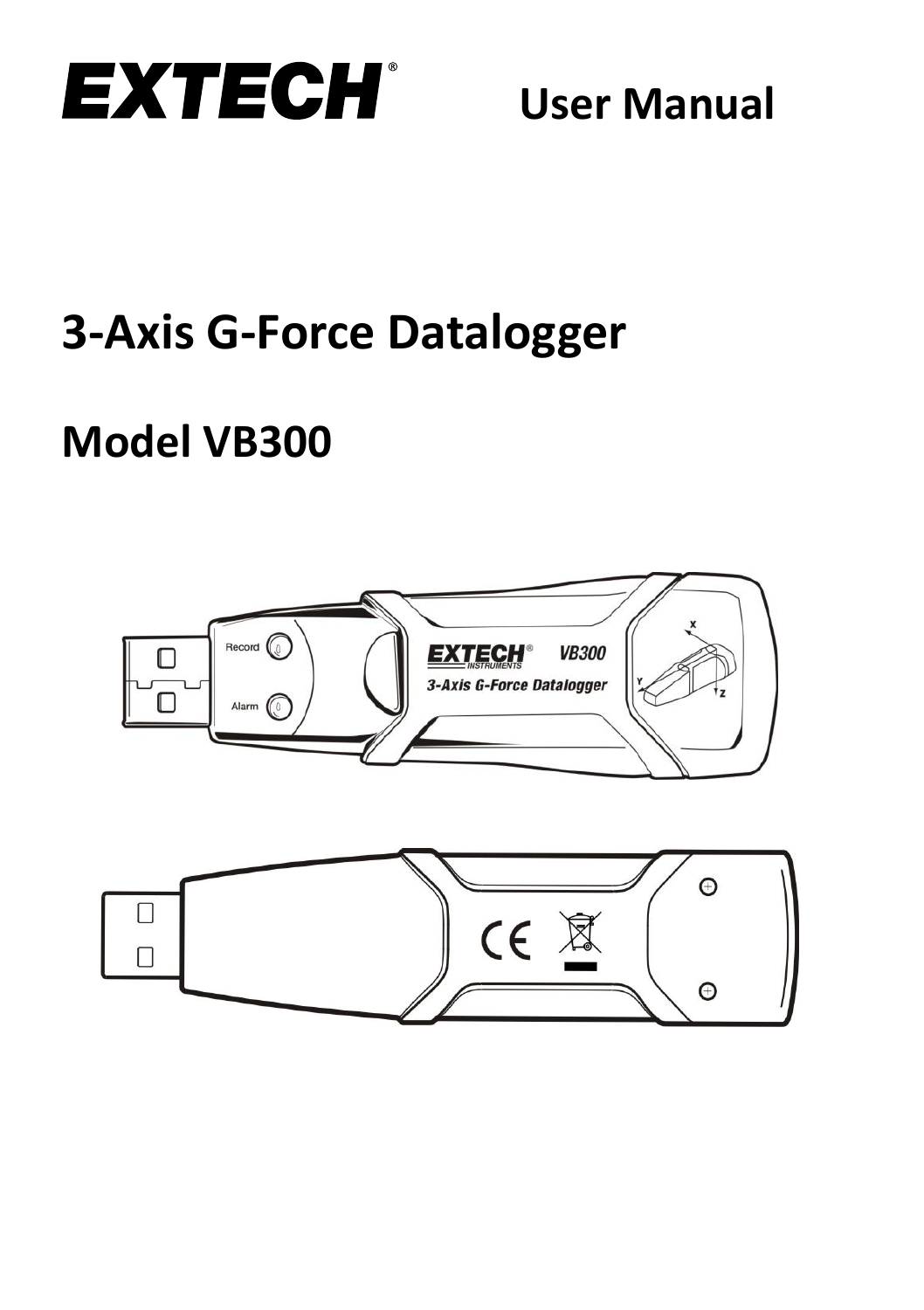**EXTECH**

# User Manual

# 3-Axis G-Force Datalogger

# Model VB300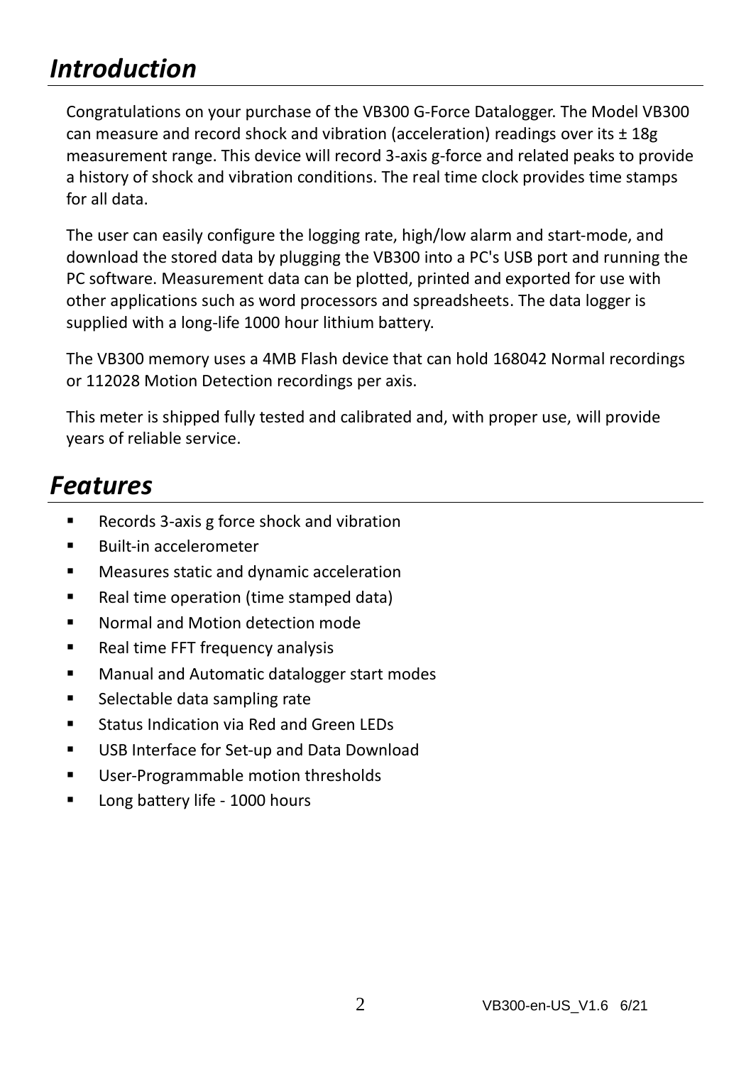# *Introduction*

Congratulations on your purchase of the VB300 G-Force Datalogger. The Model VB300 can measure and record shock and vibration (acceleration) readings over its ± 18g measurement range. This device will record 3-axis g-force and related peaks to provide a history of shock and vibration conditions. The real time clock provides time stamps for all data.

The user can easily configure the logging rate, high/low alarm and start-mode, and download the stored data by plugging the VB300 into a PC's USB port and running the PC software. Measurement data can be plotted, printed and exported for use with other applications such as word processors and spreadsheets. The data logger is supplied with a long-life 1000 hour lithium battery.

The VB300 memory uses a 4MB Flash device that can hold 168042 Normal recordings or 112028 Motion Detection recordings per axis.

This meter is shipped fully tested and calibrated and, with proper use, will provide years of reliable service.

# *Features*

- Records 3-axis g force shock and vibration
- Built-in accelerometer
- Measures static and dynamic acceleration
- Real time operation (time stamped data)
- Normal and Motion detection mode
- Real time FFT frequency analysis
- Manual and Automatic datalogger start modes
- Selectable data sampling rate
- Status Indication via Red and Green LEDs
- USB Interface for Set-up and Data Download
- User-Programmable motion thresholds
- Long battery life - 1000 hours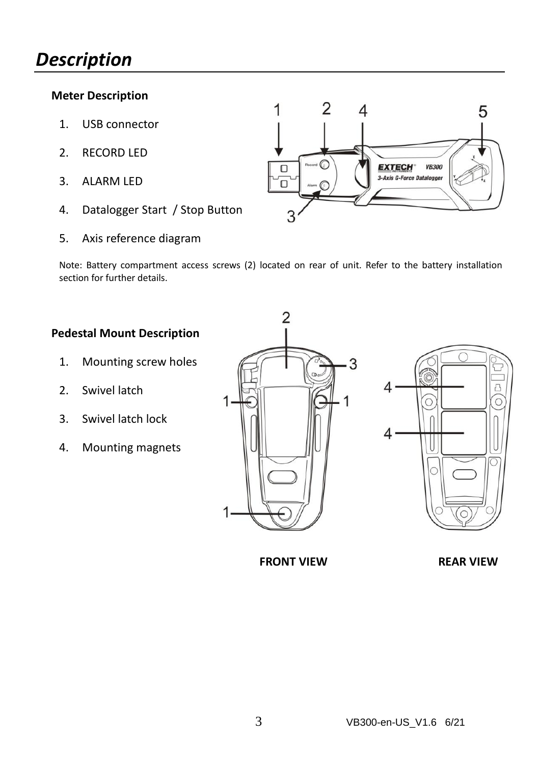# Description

**Meter Description**

1. USB connector
2. RECORD LED
3. ALARM LED
4. Datalogger Start / Stop Button
5. Axis reference diagram

Note: Battery compartment access screws (2) located on rear of unit. Refer to the battery installation section for further details.

**Pedestal Mount Description**

1. Mounting screw holes
2. Swivel latch
3. Swivel latch lock
4. Mounting magnets

**FRONT VIEW** **REAR VIEW**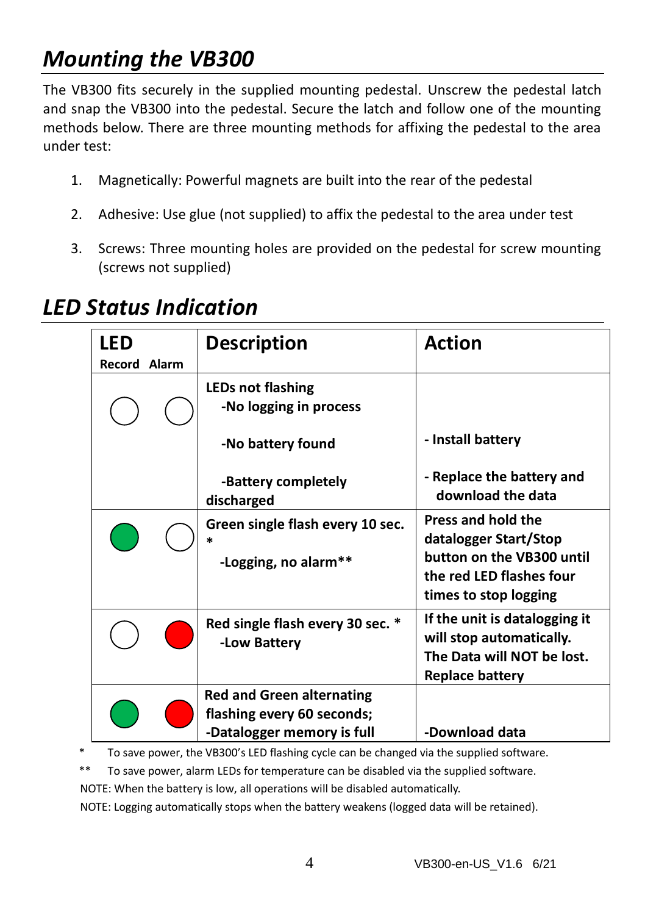## *Mounting the VB300*

The VB300 fits securely in the supplied mounting pedestal. Unscrew the pedestal latch and snap the VB300 into the pedestal. Secure the latch and follow one of the mounting methods below. There are three mounting methods for affixing the pedestal to the area under test:

1. Magnetically: Powerful magnets are built into the rear of the pedestal
2. Adhesive: Use glue (not supplied) to affix the pedestal to the area under test
3. Screws: Three mounting holes are provided on the pedestal for screw mounting (screws not supplied)

## *LED Status Indication*

| LED Record | LED Alarm | Description | Action |
|---|---|---|---|
| ◯ (off) | ◯ (off) | **LEDs not flashing**<br>**-No logging in process**<br>**-No battery found**<br>**-Battery completely discharged** | <br><br>**- Install battery**<br>**- Replace the battery and download the data** |
| ● Green | ◯ (off) | **Green single flash every 10 sec. \***<br>**-Logging, no alarm\*\*** | **Press and hold the datalogger Start/Stop button on the VB300 until the red LED flashes four times to stop logging** |
| ◯ (off) | ● Red | **Red single flash every 30 sec. \***<br>**-Low Battery** | **If the unit is datalogging it will stop automatically. The Data will NOT be lost. Replace battery** |
| ● Green | ● Red | **Red and Green alternating flashing every 60 seconds;**<br>**-Datalogger memory is full** | **-Download data** |

\* To save power, the VB300's LED flashing cycle can be changed via the supplied software.

\*\* To save power, alarm LEDs for temperature can be disabled via the supplied software.

NOTE: When the battery is low, all operations will be disabled automatically.

NOTE: Logging automatically stops when the battery weakens (logged data will be retained).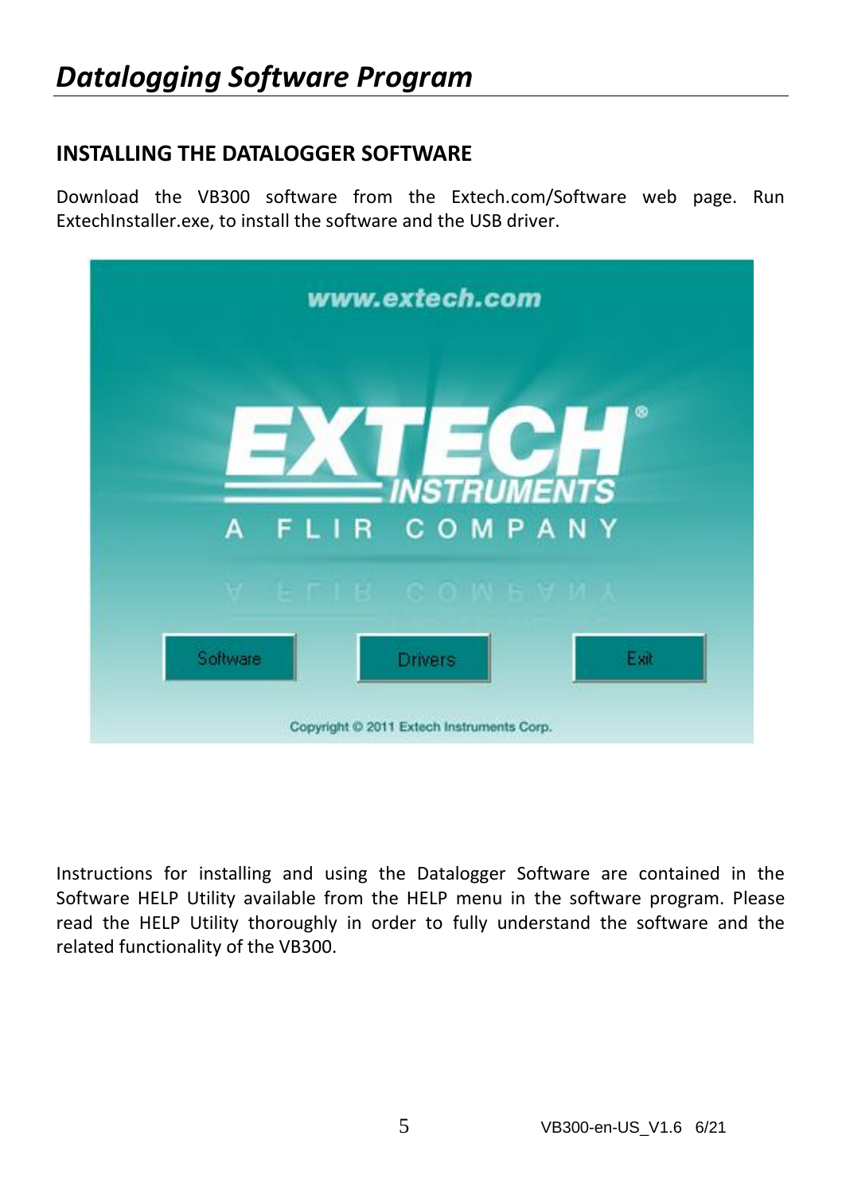# *Datalogging Software Program*

## INSTALLING THE DATALOGGER SOFTWARE

Download the VB300 software from the Extech.com/Software web page. Run ExtechInstaller.exe, to install the software and the USB driver.

Instructions for installing and using the Datalogger Software are contained in the Software HELP Utility available from the HELP menu in the software program. Please read the HELP Utility thoroughly in order to fully understand the software and the related functionality of the VB300.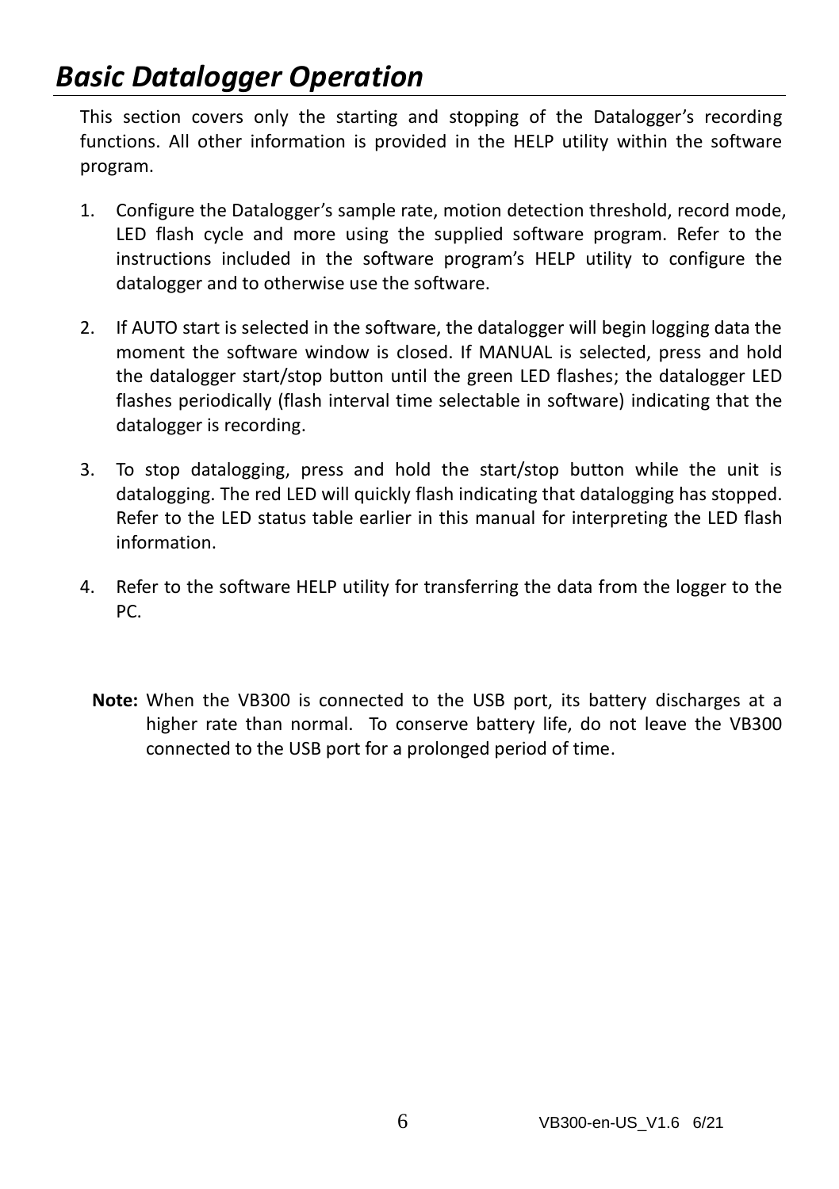# *Basic Datalogger Operation*

This section covers only the starting and stopping of the Datalogger's recording functions. All other information is provided in the HELP utility within the software program.

1. Configure the Datalogger's sample rate, motion detection threshold, record mode, LED flash cycle and more using the supplied software program. Refer to the instructions included in the software program's HELP utility to configure the datalogger and to otherwise use the software.

2. If AUTO start is selected in the software, the datalogger will begin logging data the moment the software window is closed. If MANUAL is selected, press and hold the datalogger start/stop button until the green LED flashes; the datalogger LED flashes periodically (flash interval time selectable in software) indicating that the datalogger is recording.

3. To stop datalogging, press and hold the start/stop button while the unit is datalogging. The red LED will quickly flash indicating that datalogging has stopped. Refer to the LED status table earlier in this manual for interpreting the LED flash information.

4. Refer to the software HELP utility for transferring the data from the logger to the PC.

**Note:** When the VB300 is connected to the USB port, its battery discharges at a higher rate than normal. To conserve battery life, do not leave the VB300 connected to the USB port for a prolonged period of time.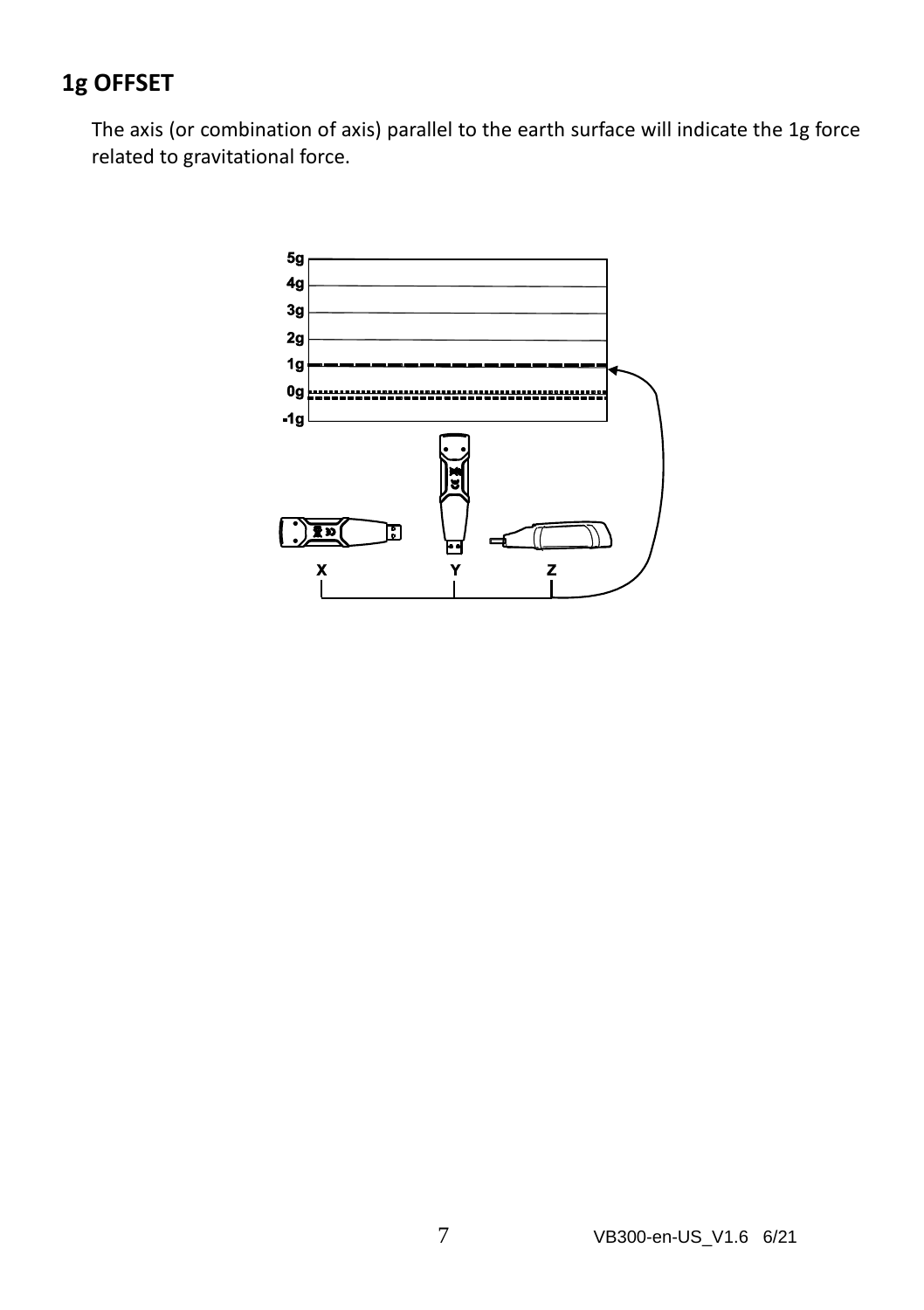## 1g OFFSET

The axis (or combination of axis) parallel to the earth surface will indicate the 1g force related to gravitational force.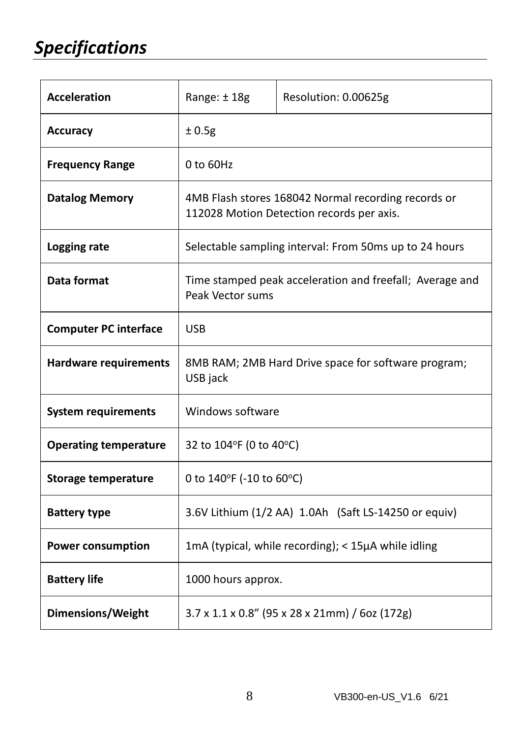# *Specifications*

| | | |
|---|---|---|
| **Acceleration** | Range: ± 18g | Resolution: 0.00625g |
| **Accuracy** | ± 0.5g | |
| **Frequency Range** | 0 to 60Hz | |
| **Datalog Memory** | 4MB Flash stores 168042 Normal recording records or 112028 Motion Detection records per axis. | |
| **Logging rate** | Selectable sampling interval: From 50ms up to 24 hours | |
| **Data format** | Time stamped peak acceleration and freefall; Average and Peak Vector sums | |
| **Computer PC interface** | USB | |
| **Hardware requirements** | 8MB RAM; 2MB Hard Drive space for software program; USB jack | |
| **System requirements** | Windows software | |
| **Operating temperature** | 32 to 104°F (0 to 40°C) | |
| **Storage temperature** | 0 to 140°F (-10 to 60°C) | |
| **Battery type** | 3.6V Lithium (1/2 AA) 1.0Ah (Saft LS-14250 or equiv) | |
| **Power consumption** | 1mA (typical, while recording); < 15µA while idling | |
| **Battery life** | 1000 hours approx. | |
| **Dimensions/Weight** | 3.7 x 1.1 x 0.8” (95 x 28 x 21mm) / 6oz (172g) | |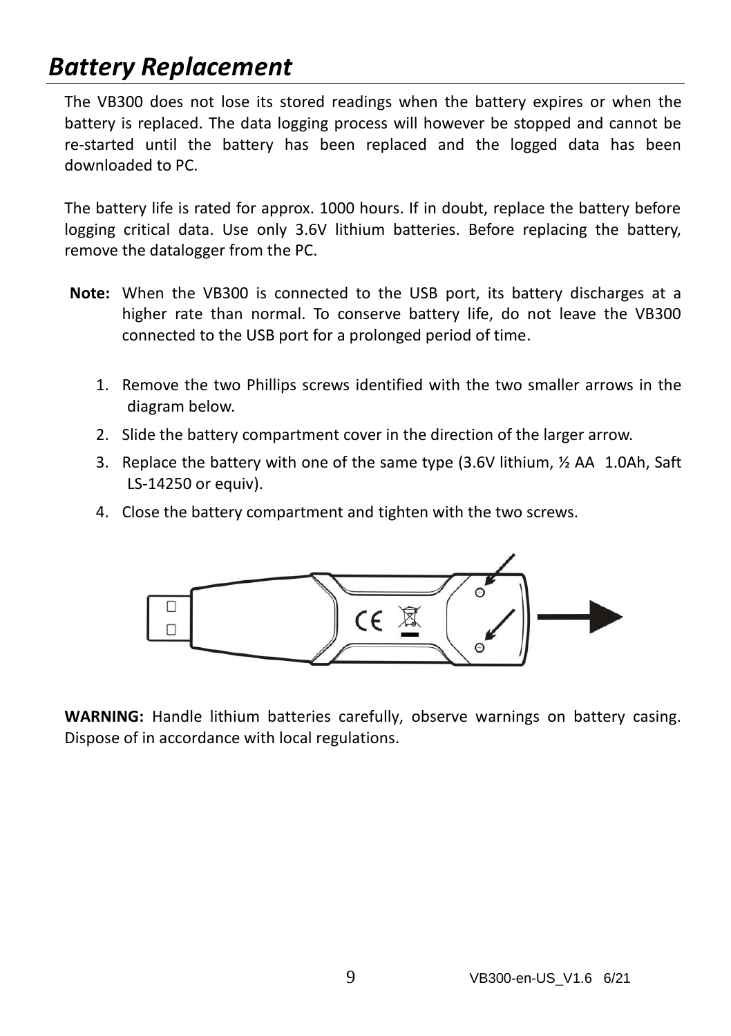# *Battery Replacement*

The VB300 does not lose its stored readings when the battery expires or when the battery is replaced. The data logging process will however be stopped and cannot be re-started until the battery has been replaced and the logged data has been downloaded to PC.

The battery life is rated for approx. 1000 hours. If in doubt, replace the battery before logging critical data. Use only 3.6V lithium batteries. Before replacing the battery, remove the datalogger from the PC.

**Note:** When the VB300 is connected to the USB port, its battery discharges at a higher rate than normal. To conserve battery life, do not leave the VB300 connected to the USB port for a prolonged period of time.

1. Remove the two Phillips screws identified with the two smaller arrows in the diagram below.
2. Slide the battery compartment cover in the direction of the larger arrow.
3. Replace the battery with one of the same type (3.6V lithium, ½ AA 1.0Ah, Saft LS-14250 or equiv).
4. Close the battery compartment and tighten with the two screws.

**WARNING:** Handle lithium batteries carefully, observe warnings on battery casing. Dispose of in accordance with local regulations.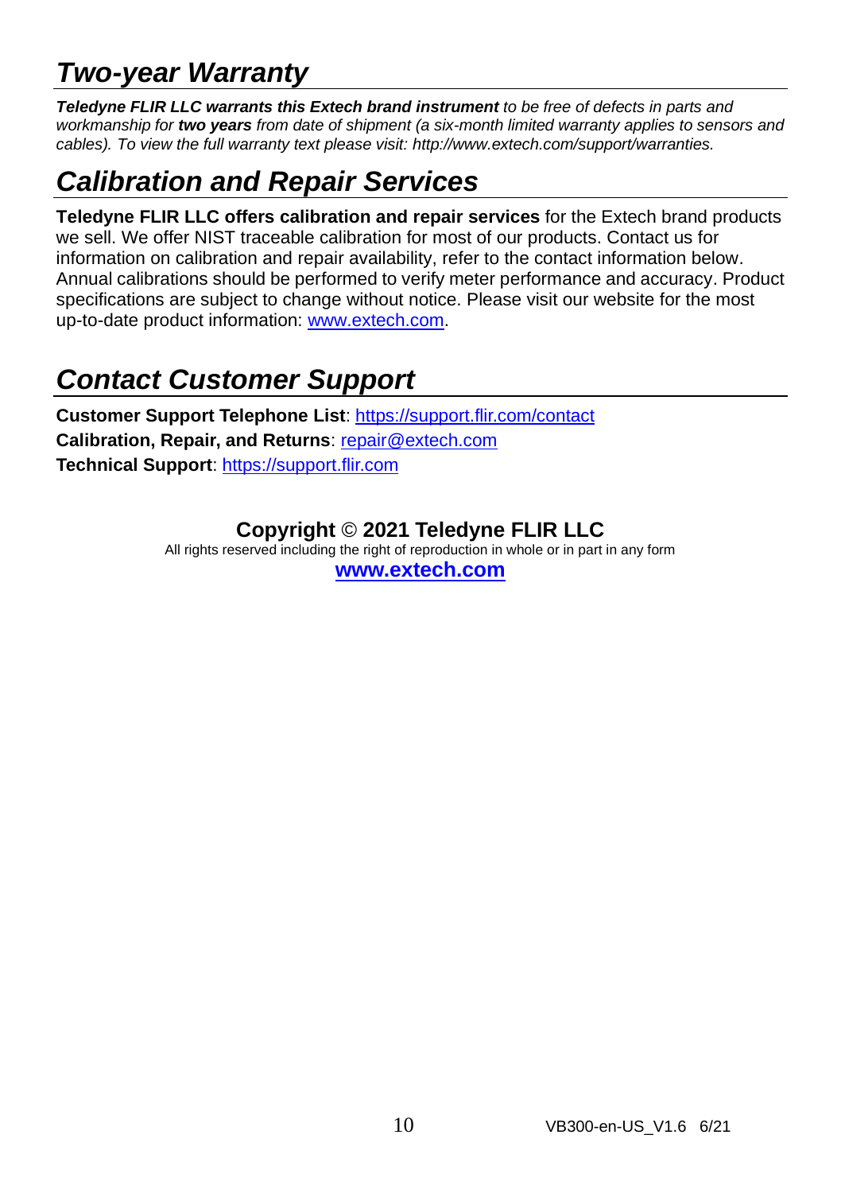## *Two-year Warranty*

***Teledyne FLIR LLC warrants this Extech brand instrument*** *to be free of defects in parts and workmanship for* ***two years*** *from date of shipment (a six-month limited warranty applies to sensors and cables). To view the full warranty text please visit: http://www.extech.com/support/warranties.*

## *Calibration and Repair Services*

**Teledyne FLIR LLC offers calibration and repair services** for the Extech brand products we sell. We offer NIST traceable calibration for most of our products. Contact us for information on calibration and repair availability, refer to the contact information below. Annual calibrations should be performed to verify meter performance and accuracy. Product specifications are subject to change without notice. Please visit our website for the most up-to-date product information: www.extech.com.

## *Contact Customer Support*

**Customer Support Telephone List**: https://support.flir.com/contact
**Calibration, Repair, and Returns**: repair@extech.com
**Technical Support**: https://support.flir.com

**Copyright © 2021 Teledyne FLIR LLC**

All rights reserved including the right of reproduction in whole or in part in any form

**www.extech.com**

VB300-en-US_V1.6 6/21